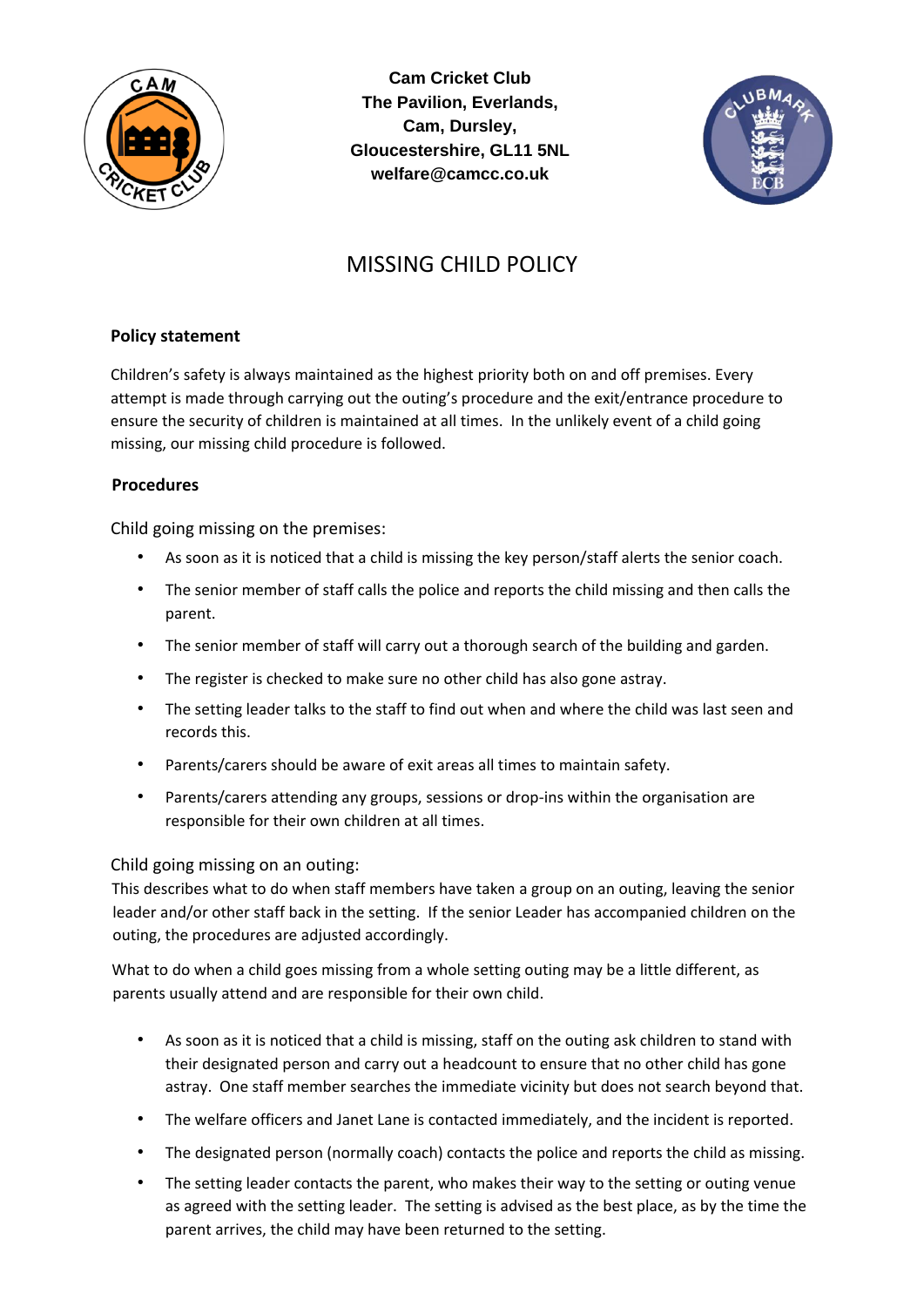**Cam Cricket Club**
**The Pavilion, Everlands,**
**Cam, Dursley,**
**Gloucestershire, GL11 5NL**
**welfare@camcc.co.uk**

# MISSING CHILD POLICY

## Policy statement

Children's safety is always maintained as the highest priority both on and off premises. Every attempt is made through carrying out the outing's procedure and the exit/entrance procedure to ensure the security of children is maintained at all times. In the unlikely event of a child going missing, our missing child procedure is followed.

## Procedures

### Child going missing on the premises:

- As soon as it is noticed that a child is missing the key person/staff alerts the senior coach.
- The senior member of staff calls the police and reports the child missing and then calls the parent.
- The senior member of staff will carry out a thorough search of the building and garden.
- The register is checked to make sure no other child has also gone astray.
- The setting leader talks to the staff to find out when and where the child was last seen and records this.
- Parents/carers should be aware of exit areas all times to maintain safety.
- Parents/carers attending any groups, sessions or drop-ins within the organisation are responsible for their own children at all times.

### Child going missing on an outing:

This describes what to do when staff members have taken a group on an outing, leaving the senior leader and/or other staff back in the setting. If the senior Leader has accompanied children on the outing, the procedures are adjusted accordingly.

What to do when a child goes missing from a whole setting outing may be a little different, as parents usually attend and are responsible for their own child.

- As soon as it is noticed that a child is missing, staff on the outing ask children to stand with their designated person and carry out a headcount to ensure that no other child has gone astray. One staff member searches the immediate vicinity but does not search beyond that.
- The welfare officers and Janet Lane is contacted immediately, and the incident is reported.
- The designated person (normally coach) contacts the police and reports the child as missing.
- The setting leader contacts the parent, who makes their way to the setting or outing venue as agreed with the setting leader. The setting is advised as the best place, as by the time the parent arrives, the child may have been returned to the setting.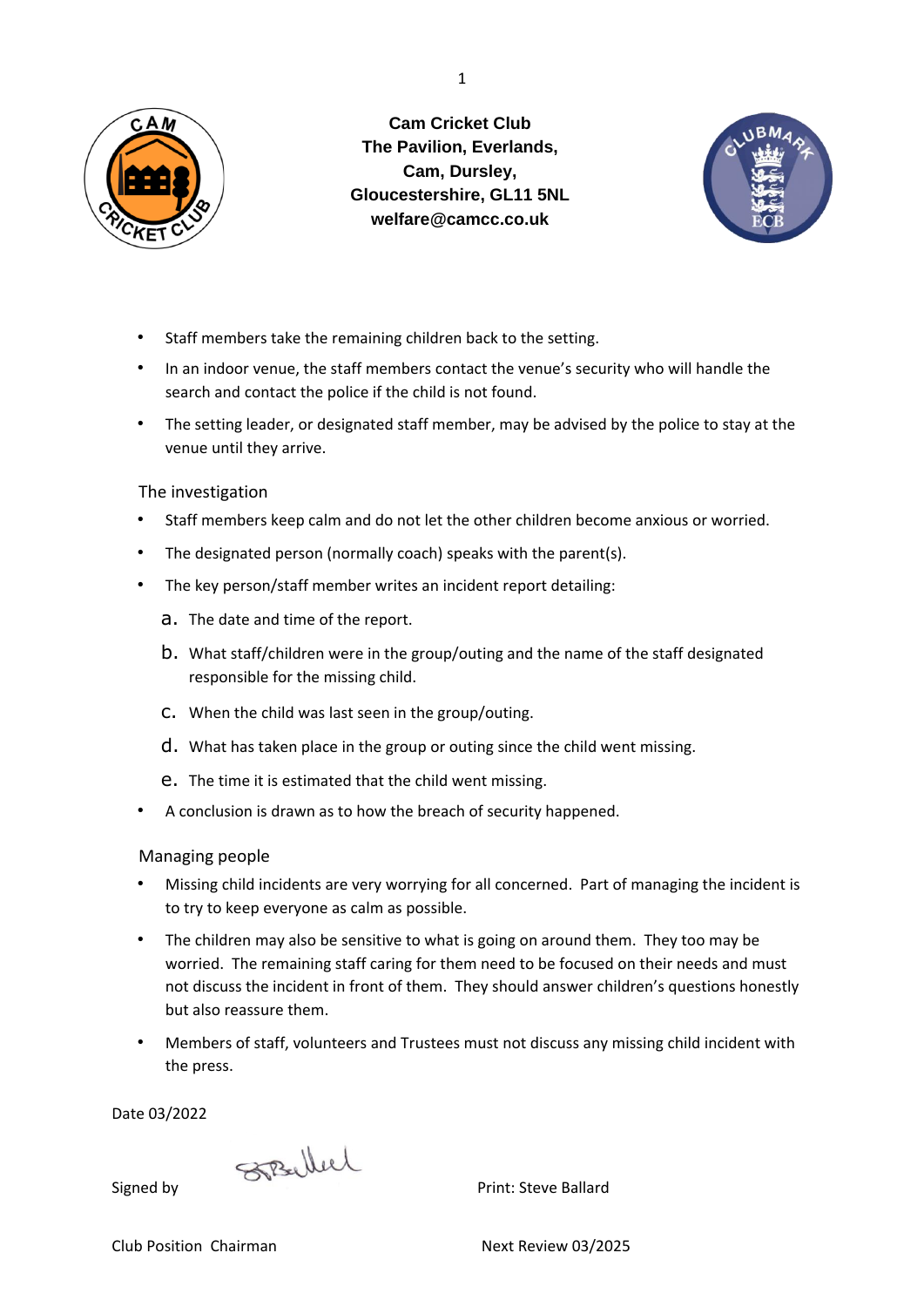**Cam Cricket Club**
**The Pavilion, Everlands,**
**Cam, Dursley,**
**Gloucestershire, GL11 5NL**
**welfare@camcc.co.uk**

- Staff members take the remaining children back to the setting.
- In an indoor venue, the staff members contact the venue's security who will handle the search and contact the police if the child is not found.
- The setting leader, or designated staff member, may be advised by the police to stay at the venue until they arrive.

## The investigation

- Staff members keep calm and do not let the other children become anxious or worried.
- The designated person (normally coach) speaks with the parent(s).
- The key person/staff member writes an incident report detailing:
  a. The date and time of the report.
  b. What staff/children were in the group/outing and the name of the staff designated responsible for the missing child.
  c. When the child was last seen in the group/outing.
  d. What has taken place in the group or outing since the child went missing.
  e. The time it is estimated that the child went missing.
- A conclusion is drawn as to how the breach of security happened.

## Managing people

- Missing child incidents are very worrying for all concerned. Part of managing the incident is to try to keep everyone as calm as possible.
- The children may also be sensitive to what is going on around them. They too may be worried. The remaining staff caring for them need to be focused on their needs and must not discuss the incident in front of them. They should answer children's questions honestly but also reassure them.
- Members of staff, volunteers and Trustees must not discuss any missing child incident with the press.

Date 03/2022

Signed by [signature] Print: Steve Ballard

Club Position Chairman Next Review 03/2025